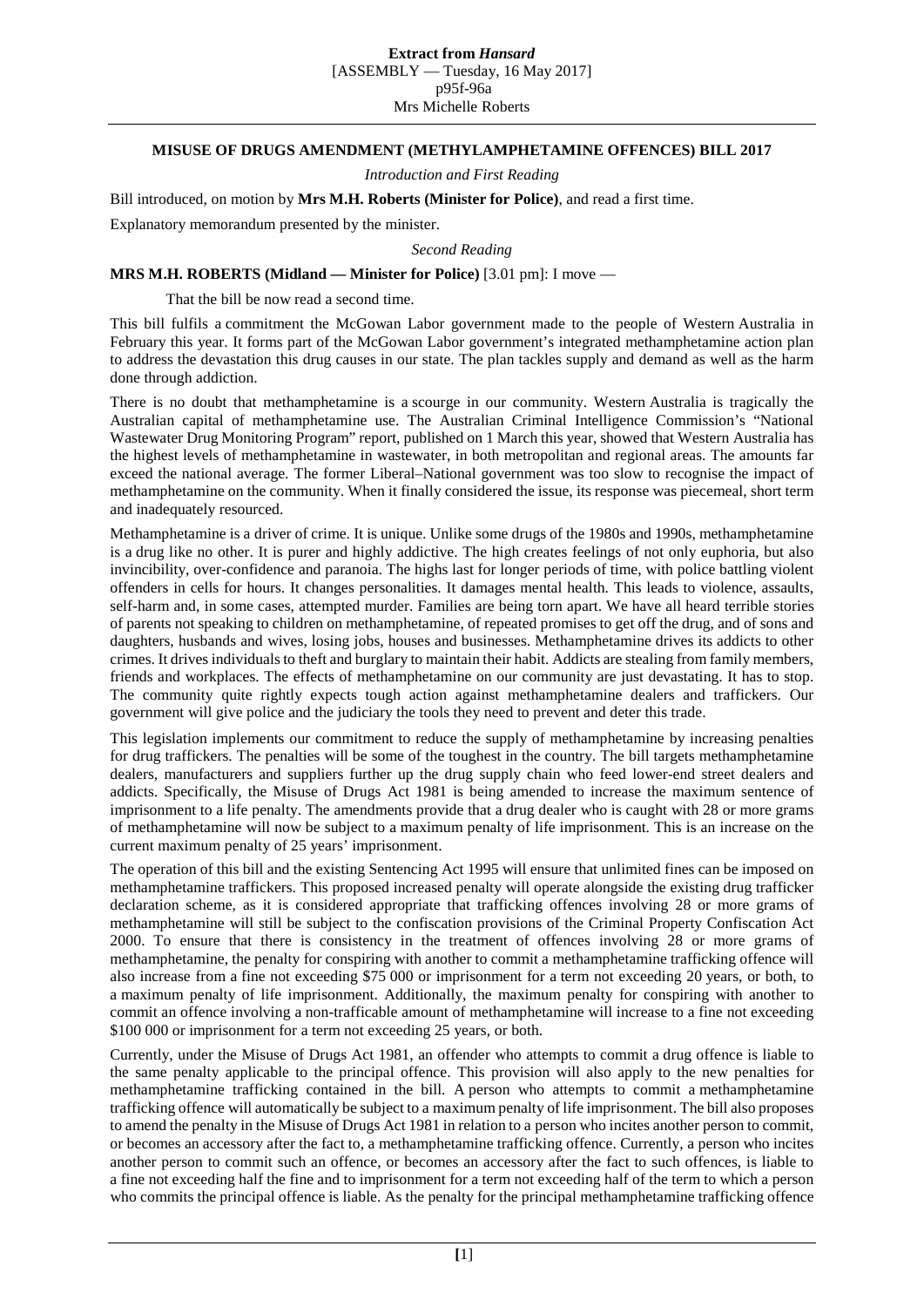## MISUSE OF DRUGS AMENDMENT (METHYLAMPHETAMINE OFFENCES) BILL 2017

*Introduction and First Reading*

Bill introduced, on motion by **Mrs M.H. Roberts (Minister for Police)**, and read a first time.

Explanatory memorandum presented by the minister.

*Second Reading*

**MRS M.H. ROBERTS (Midland — Minister for Police)** [3.01 pm]: I move —

That the bill be now read a second time.

This bill fulfils a commitment the McGowan Labor government made to the people of Western Australia in February this year. It forms part of the McGowan Labor government's integrated methamphetamine action plan to address the devastation this drug causes in our state. The plan tackles supply and demand as well as the harm done through addiction.

There is no doubt that methamphetamine is a scourge in our community. Western Australia is tragically the Australian capital of methamphetamine use. The Australian Criminal Intelligence Commission's "National Wastewater Drug Monitoring Program" report, published on 1 March this year, showed that Western Australia has the highest levels of methamphetamine in wastewater, in both metropolitan and regional areas. The amounts far exceed the national average. The former Liberal–National government was too slow to recognise the impact of methamphetamine on the community. When it finally considered the issue, its response was piecemeal, short term and inadequately resourced.

Methamphetamine is a driver of crime. It is unique. Unlike some drugs of the 1980s and 1990s, methamphetamine is a drug like no other. It is purer and highly addictive. The high creates feelings of not only euphoria, but also invincibility, over-confidence and paranoia. The highs last for longer periods of time, with police battling violent offenders in cells for hours. It changes personalities. It damages mental health. This leads to violence, assaults, self-harm and, in some cases, attempted murder. Families are being torn apart. We have all heard terrible stories of parents not speaking to children on methamphetamine, of repeated promises to get off the drug, and of sons and daughters, husbands and wives, losing jobs, houses and businesses. Methamphetamine drives its addicts to other crimes. It drives individuals to theft and burglary to maintain their habit. Addicts are stealing from family members, friends and workplaces. The effects of methamphetamine on our community are just devastating. It has to stop. The community quite rightly expects tough action against methamphetamine dealers and traffickers. Our government will give police and the judiciary the tools they need to prevent and deter this trade.

This legislation implements our commitment to reduce the supply of methamphetamine by increasing penalties for drug traffickers. The penalties will be some of the toughest in the country. The bill targets methamphetamine dealers, manufacturers and suppliers further up the drug supply chain who feed lower-end street dealers and addicts. Specifically, the Misuse of Drugs Act 1981 is being amended to increase the maximum sentence of imprisonment to a life penalty. The amendments provide that a drug dealer who is caught with 28 or more grams of methamphetamine will now be subject to a maximum penalty of life imprisonment. This is an increase on the current maximum penalty of 25 years' imprisonment.

The operation of this bill and the existing Sentencing Act 1995 will ensure that unlimited fines can be imposed on methamphetamine traffickers. This proposed increased penalty will operate alongside the existing drug trafficker declaration scheme, as it is considered appropriate that trafficking offences involving 28 or more grams of methamphetamine will still be subject to the confiscation provisions of the Criminal Property Confiscation Act 2000. To ensure that there is consistency in the treatment of offences involving 28 or more grams of methamphetamine, the penalty for conspiring with another to commit a methamphetamine trafficking offence will also increase from a fine not exceeding $75 000 or imprisonment for a term not exceeding 20 years, or both, to a maximum penalty of life imprisonment. Additionally, the maximum penalty for conspiring with another to commit an offence involving a non-trafficable amount of methamphetamine will increase to a fine not exceeding $100 000 or imprisonment for a term not exceeding 25 years, or both.

Currently, under the Misuse of Drugs Act 1981, an offender who attempts to commit a drug offence is liable to the same penalty applicable to the principal offence. This provision will also apply to the new penalties for methamphetamine trafficking contained in the bill. A person who attempts to commit a methamphetamine trafficking offence will automatically be subject to a maximum penalty of life imprisonment. The bill also proposes to amend the penalty in the Misuse of Drugs Act 1981 in relation to a person who incites another person to commit, or becomes an accessory after the fact to, a methamphetamine trafficking offence. Currently, a person who incites another person to commit such an offence, or becomes an accessory after the fact to such offences, is liable to a fine not exceeding half the fine and to imprisonment for a term not exceeding half of the term to which a person who commits the principal offence is liable. As the penalty for the principal methamphetamine trafficking offence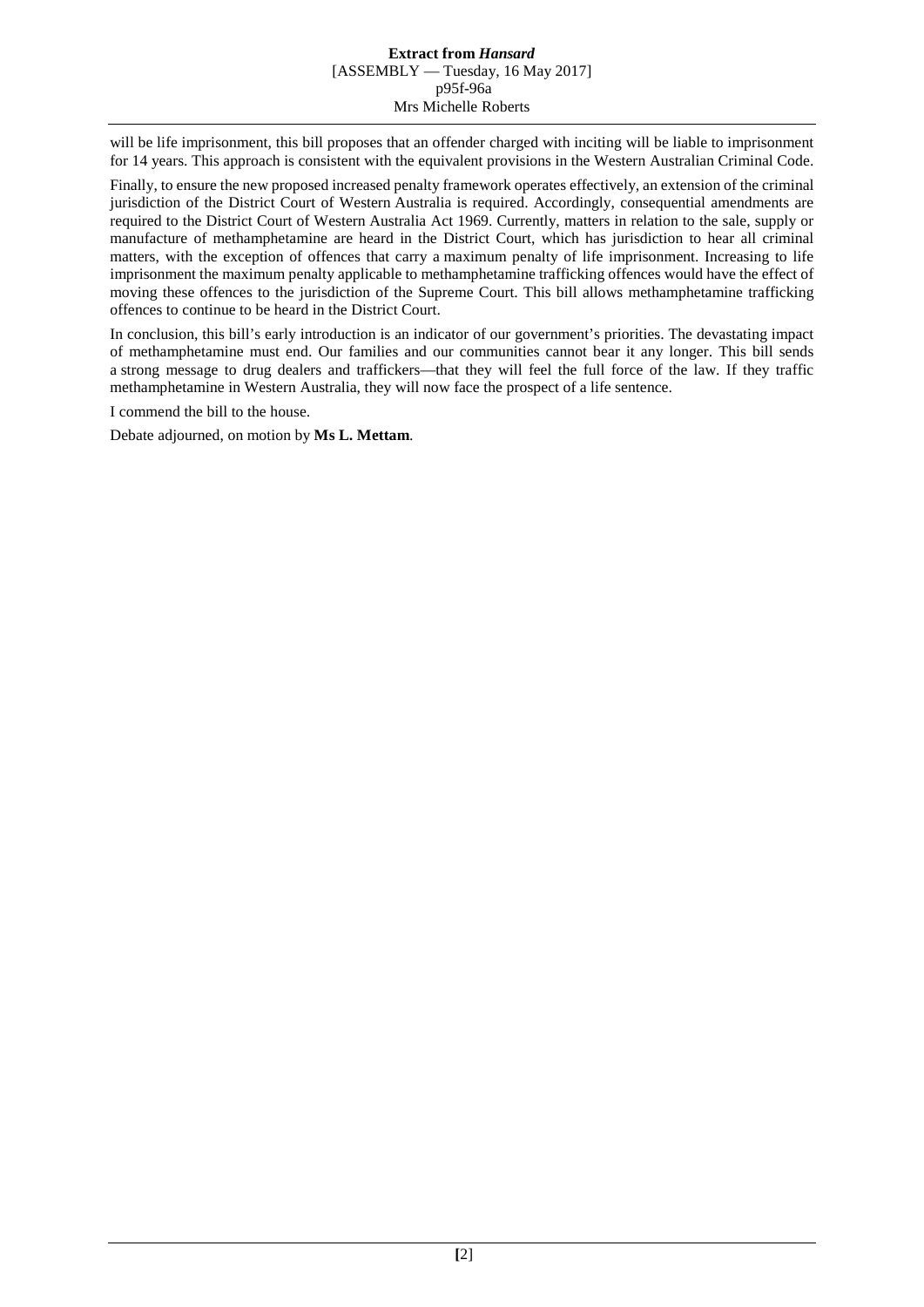will be life imprisonment, this bill proposes that an offender charged with inciting will be liable to imprisonment for 14 years. This approach is consistent with the equivalent provisions in the Western Australian Criminal Code.

Finally, to ensure the new proposed increased penalty framework operates effectively, an extension of the criminal jurisdiction of the District Court of Western Australia is required. Accordingly, consequential amendments are required to the District Court of Western Australia Act 1969. Currently, matters in relation to the sale, supply or manufacture of methamphetamine are heard in the District Court, which has jurisdiction to hear all criminal matters, with the exception of offences that carry a maximum penalty of life imprisonment. Increasing to life imprisonment the maximum penalty applicable to methamphetamine trafficking offences would have the effect of moving these offences to the jurisdiction of the Supreme Court. This bill allows methamphetamine trafficking offences to continue to be heard in the District Court.

In conclusion, this bill's early introduction is an indicator of our government's priorities. The devastating impact of methamphetamine must end. Our families and our communities cannot bear it any longer. This bill sends a strong message to drug dealers and traffickers—that they will feel the full force of the law. If they traffic methamphetamine in Western Australia, they will now face the prospect of a life sentence.

I commend the bill to the house.

Debate adjourned, on motion by **Ms L. Mettam**.